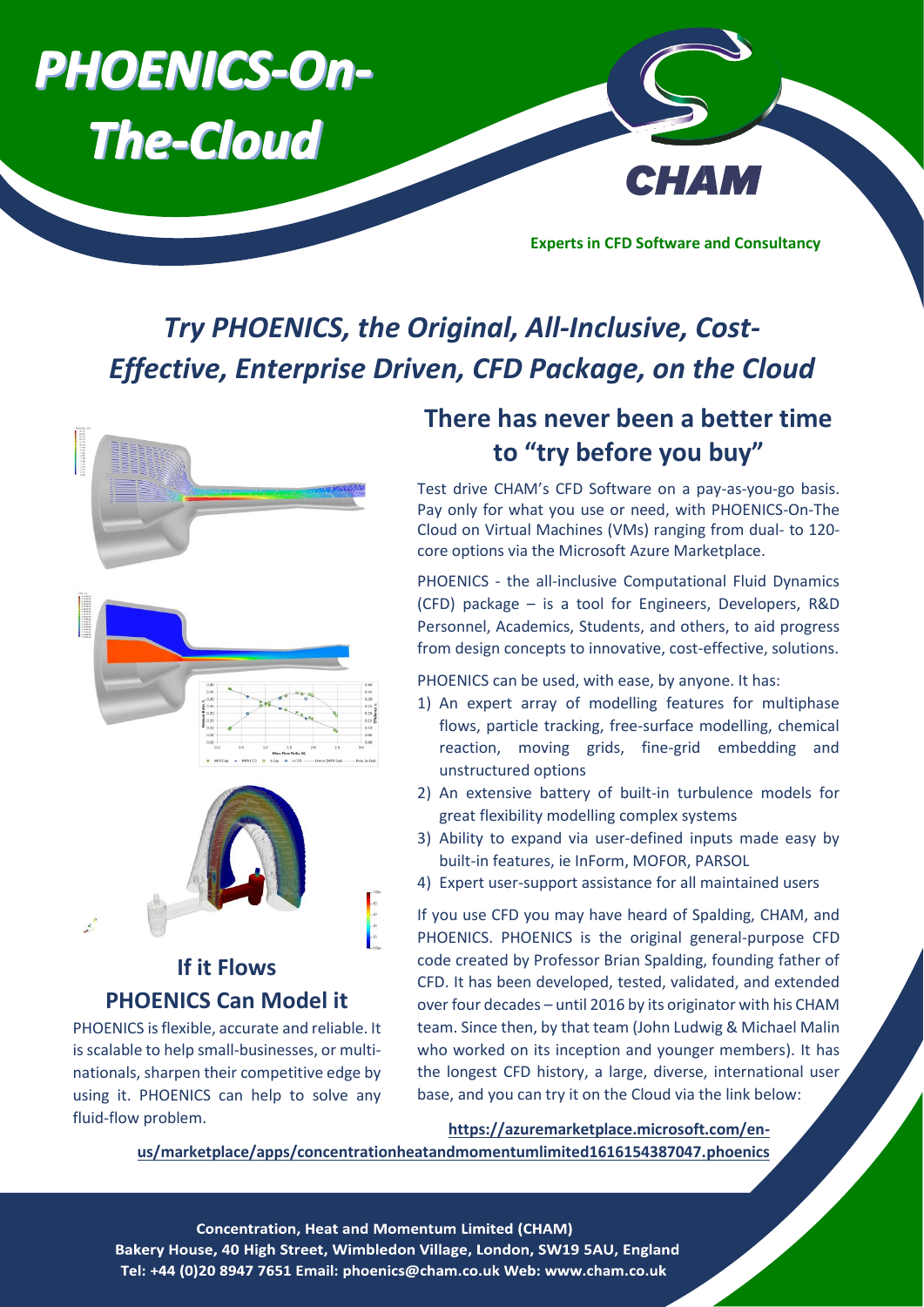# PHOENICS-On-The-Cloud

CHAM

**Experts in CFD Software and Consultancy**

## *Try PHOENICS, the Original, All-Inclusive, Cost-Effective, Enterprise Driven, CFD Package, on the Cloud*

## There has never been a better time to "try before you buy"

Test drive CHAM's CFD Software on a pay-as-you-go basis. Pay only for what you use or need, with PHOENICS-On-The Cloud on Virtual Machines (VMs) ranging from dual- to 120-core options via the Microsoft Azure Marketplace.

PHOENICS - the all-inclusive Computational Fluid Dynamics (CFD) package – is a tool for Engineers, Developers, R&D Personnel, Academics, Students, and others, to aid progress from design concepts to innovative, cost-effective, solutions.

PHOENICS can be used, with ease, by anyone. It has:

1) An expert array of modelling features for multiphase flows, particle tracking, free-surface modelling, chemical reaction, moving grids, fine-grid embedding and unstructured options
2) An extensive battery of built-in turbulence models for great flexibility modelling complex systems
3) Ability to expand via user-defined inputs made easy by built-in features, ie InForm, MOFOR, PARSOL
4) Expert user-support assistance for all maintained users

If you use CFD you may have heard of Spalding, CHAM, and PHOENICS. PHOENICS is the original general-purpose CFD code created by Professor Brian Spalding, founding father of CFD. It has been developed, tested, validated, and extended over four decades – until 2016 by its originator with his CHAM team. Since then, by that team (John Ludwig & Michael Malin who worked on its inception and younger members). It has the longest CFD history, a large, diverse, international user base, and you can try it on the Cloud via the link below:

## If it Flows PHOENICS Can Model it

PHOENICS is flexible, accurate and reliable. It is scalable to help small-businesses, or multi-nationals, sharpen their competitive edge by using it. PHOENICS can help to solve any fluid-flow problem.

**https://azuremarketplace.microsoft.com/en-us/marketplace/apps/concentrationheatandmomentumlimited1616154387047.phoenics**

**Concentration, Heat and Momentum Limited (CHAM)**
**Bakery House, 40 High Street, Wimbledon Village, London, SW19 5AU, England**
**Tel: +44 (0)20 8947 7651 Email: phoenics@cham.co.uk Web: www.cham.co.uk**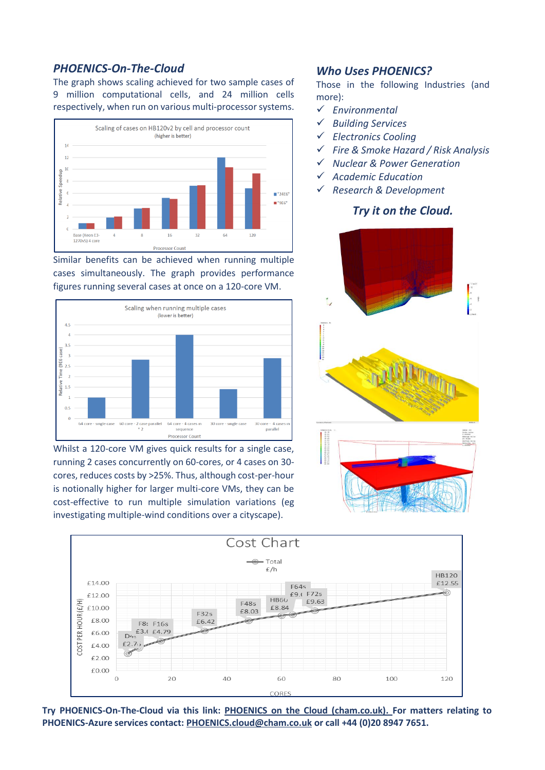## *PHOENICS-On-The-Cloud*

The graph shows scaling achieved for two sample cases of 9 million computational cells, and 24 million cells respectively, when run on various multi-processor systems.

Scaling of cases on HB120v2 by cell and processor count
(higher is better)

Relative Speedup

14
12
10
8
6
4
2
0

Base (Xeon E3-1270v5) 4 core
4
8
16
32
64
120

Processor Count

"24E6"
"9E6"

Similar benefits can be achieved when running multiple cases simultaneously. The graph provides performance figures running several cases at once on a 120-core VM.

Scaling when running multiple cases
(lower is better)

Relative Time (9E6 case)

4.5
4
3.5
3
2.5
2
1.5
1
0.5
0

64 core - single case
60 core - 2 case parallel * 2
64 core - 4 cases in sequence
30 core - single case
30 core - 4 cases in parallel

Processor Count

Whilst a 120-core VM gives quick results for a single case, running 2 cases concurrently on 60-cores, or 4 cases on 30-cores, reduces costs by >25%. Thus, although cost-per-hour is notionally higher for larger multi-core VMs, they can be cost-effective to run multiple simulation variations (eg investigating multiple-wind conditions over a cityscape).

## *Who Uses PHOENICS?*

Those in the following Industries (and more):

- ✓ *Environmental*
- ✓ *Building Services*
- ✓ *Electronics Cooling*
- ✓ *Fire & Smoke Hazard / Risk Analysis*
- ✓ *Nuclear & Power Generation*
- ✓ *Academic Education*
- ✓ *Research & Development*

### *Try it on the Cloud.*

Cost Chart

Total £/h

COST PER HOUR (£/H)

£14.00
£12.00
£10.00
£8.00
£6.00
£4.00
£2.00
£0.00

0
20
40
60
80
100
120

CORES

D4s £2.7
F8s £3.
F16s £4.79
F32s £6.42
F48s £8.03
HB60 £8.84
F64s £9.
F72s £9.63
HB120 £12.55

**Try PHOENICS-On-The-Cloud via this link: PHOENICS on the Cloud (cham.co.uk). For matters relating to PHOENICS-Azure services contact: PHOENICS.cloud@cham.co.uk or call +44 (0)20 8947 7651.**